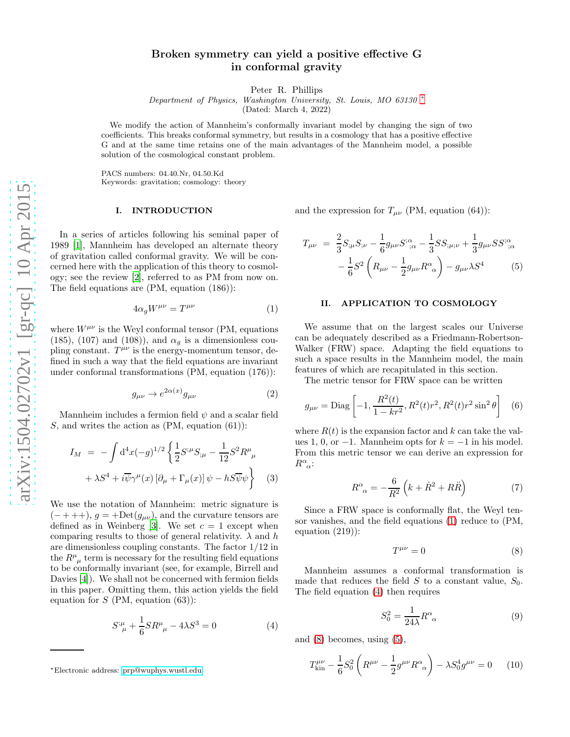# Broken symmetry can yield a positive effective G in conformal gravity

Peter R. Phillips

*Department of Physics, Washington University, St. Louis, MO 63130* [*]

(Dated: March 4, 2022)

We modify the action of Mannheim's conformally invariant model by changing the sign of two coefficients. This breaks conformal symmetry, but results in a cosmology that has a positive effective G and at the same time retains one of the main advantages of the Mannheim model, a possible solution of the cosmological constant problem.

PACS numbers: 04.40.Nr, 04.50.Kd
Keywords: gravitation; cosmology: theory

## I. INTRODUCTION

In a series of articles following his seminal paper of 1989 [1], Mannheim has developed an alternate theory of gravitation called conformal gravity. We will be concerned here with the application of this theory to cosmology; see the review [2], referred to as PM from now on. The field equations are (PM, equation (186)):

$$4\alpha_g W^{\mu\nu} = T^{\mu\nu} \tag{1}$$

where $W^{\mu\nu}$ is the Weyl conformal tensor (PM, equations (185), (107) and (108)), and $\alpha_g$ is a dimensionless coupling constant. $T^{\mu\nu}$ is the energy-momentum tensor, defined in such a way that the field equations are invariant under conformal transformations (PM, equation (176)):

$$g_{\mu\nu} \to e^{2\alpha(x)} g_{\mu\nu} \tag{2}$$

Mannheim includes a fermion field $\psi$ and a scalar field $S$, and writes the action as (PM, equation (61)):

$$I_M = -\int \mathrm{d}^4x(-g)^{1/2}\left\{\frac{1}{2}S^{;\mu}S_{;\mu} - \frac{1}{12}S^2 R^{\mu}{}_{\mu} + \lambda S^4 + i\overline{\psi}\gamma^{\mu}(x)\left[\partial_\mu + \Gamma_\mu(x)\right]\psi - hS\overline{\psi}\psi\right\} \tag{3}$$

We use the notation of Mannheim: metric signature is $(-+++)$, $g = +\mathrm{Det}(g_{\mu\nu})$, and the curvature tensors are defined as in Weinberg [3]. We set $c = 1$ except when comparing results to those of general relativity. $\lambda$ and $h$ are dimensionless coupling constants. The factor $1/12$ in the $R^{\mu}{}_{\mu}$ term is necessary for the resulting field equations to be conformally invariant (see, for example, Birrell and Davies [4]). We shall not be concerned with fermion fields in this paper. Omitting them, this action yields the field equation for $S$ (PM, equation (63)):

$$S^{;\mu}{}_{\mu} + \frac{1}{6}SR^{\mu}{}_{\mu} - 4\lambda S^3 = 0 \tag{4}$$

and the expression for $T_{\mu\nu}$ (PM, equation (64)):

$$T_{\mu\nu} = \frac{2}{3}S_{;\mu}S_{;\nu} - \frac{1}{6}g_{\mu\nu}S^{;\alpha}{}_{;\alpha} - \frac{1}{3}SS_{;\mu;\nu} + \frac{1}{3}g_{\mu\nu}SS^{;\alpha}{}_{;\alpha} - \frac{1}{6}S^2\left(R_{\mu\nu} - \frac{1}{2}g_{\mu\nu}R^{\alpha}{}_{\alpha}\right) - g_{\mu\nu}\lambda S^4 \tag{5}$$

## II. APPLICATION TO COSMOLOGY

We assume that on the largest scales our Universe can be adequately described as a Friedmann-Robertson-Walker (FRW) space. Adapting the field equations to such a space results in the Mannheim model, the main features of which are recapitulated in this section.

The metric tensor for FRW space can be written

$$g_{\mu\nu} = \mathrm{Diag}\left[-1, \frac{R^2(t)}{1-kr^2}, R^2(t)r^2, R^2(t)r^2\sin^2\theta\right] \tag{6}$$

where $R(t)$ is the expansion factor and $k$ can take the values 1, 0, or $-1$. Mannheim opts for $k = -1$ in his model. From this metric tensor we can derive an expression for $R^{\alpha}{}_{\alpha}$:

$$R^{\alpha}{}_{\alpha} = -\frac{6}{R^2}\left(k + \dot{R}^2 + R\ddot{R}\right) \tag{7}$$

Since a FRW space is conformally flat, the Weyl tensor vanishes, and the field equations (1) reduce to (PM, equation (219)):

$$T^{\mu\nu} = 0 \tag{8}$$

Mannheim assumes a conformal transformation is made that reduces the field $S$ to a constant value, $S_0$. The field equation (4) then requires

$$S_0^2 = \frac{1}{24\lambda}R^{\alpha}{}_{\alpha} \tag{9}$$

and (8) becomes, using (5),

$$T^{\mu\nu}_{\mathrm{kin}} - \frac{1}{6}S_0^2\left(R^{\mu\nu} - \frac{1}{2}g^{\mu\nu}R^{\alpha}{}_{\alpha}\right) - \lambda S_0^4 g^{\mu\nu} = 0 \tag{10}$$

[*] Electronic address: prp@wuphys.wustl.edu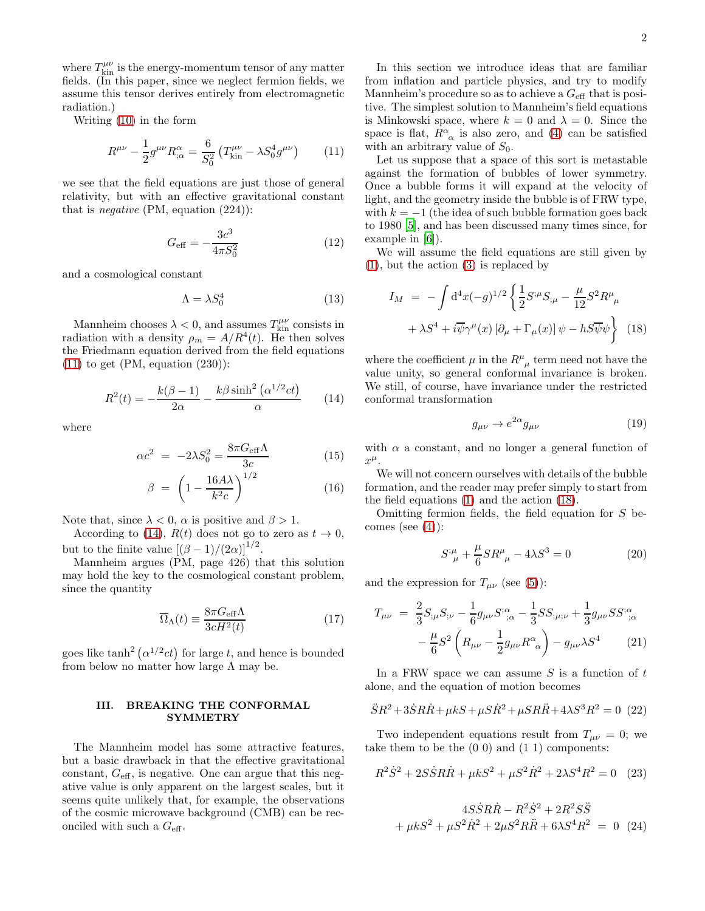where $T^{\mu\nu}_{\rm kin}$ is the energy-momentum tensor of any matter fields. (In this paper, since we neglect fermion fields, we assume this tensor derives entirely from electromagnetic radiation.)

Writing (10) in the form

$$R^{\mu\nu} - \frac{1}{2}g^{\mu\nu}R^{\alpha}_{;\alpha} = \frac{6}{S_0^2}\left(T^{\mu\nu}_{\rm kin} - \lambda S_0^4 g^{\mu\nu}\right) \qquad (11)$$

we see that the field equations are just those of general relativity, but with an effective gravitational constant that is *negative* (PM, equation (224)):

$$G_{\rm eff} = -\frac{3c^3}{4\pi S_0^2} \qquad (12)$$

and a cosmological constant

$$\Lambda = \lambda S_0^4 \qquad (13)$$

Mannheim chooses $\lambda < 0$, and assumes $T^{\mu\nu}_{\rm kin}$ consists in radiation with a density $\rho_m = A/R^4(t)$. He then solves the Friedmann equation derived from the field equations (11) to get (PM, equation (230)):

$$R^2(t) = -\frac{k(\beta-1)}{2\alpha} - \frac{k\beta\sinh^2\left(\alpha^{1/2}ct\right)}{\alpha} \qquad (14)$$

where

$$\alpha c^2 \;=\; -2\lambda S_0^2 = \frac{8\pi G_{\rm eff}\Lambda}{3c} \qquad (15)$$

$$\beta \;=\; \left(1 - \frac{16A\lambda}{k^2 c}\right)^{1/2} \qquad (16)$$

Note that, since $\lambda < 0$, $\alpha$ is positive and $\beta > 1$.

According to (14), $R(t)$ does not go to zero as $t \to 0$, but to the finite value $\left[(\beta-1)/(2\alpha)\right]^{1/2}$.

Mannheim argues (PM, page 426) that this solution may hold the key to the cosmological constant problem, since the quantity

$$\overline{\Omega}_\Lambda(t) \equiv \frac{8\pi G_{\rm eff}\Lambda}{3cH^2(t)} \qquad (17)$$

goes like $\tanh^2\left(\alpha^{1/2}ct\right)$ for large $t$, and hence is bounded from below no matter how large $\Lambda$ may be.

## III. BREAKING THE CONFORMAL SYMMETRY

The Mannheim model has some attractive features, but a basic drawback in that the effective gravitational constant, $G_{\rm eff}$, is negative. One can argue that this negative value is only apparent on the largest scales, but it seems quite unlikely that, for example, the observations of the cosmic microwave background (CMB) can be reconciled with such a $G_{\rm eff}$.

In this section we introduce ideas that are familiar from inflation and particle physics, and try to modify Mannheim's procedure so as to achieve a $G_{\rm eff}$ that is positive. The simplest solution to Mannheim's field equations is Minkowski space, where $k = 0$ and $\lambda = 0$. Since the space is flat, $R^{\alpha}{}_{\alpha}$ is also zero, and (4) can be satisfied with an arbitrary value of $S_0$.

Let us suppose that a space of this sort is metastable against the formation of bubbles of lower symmetry. Once a bubble forms it will expand at the velocity of light, and the geometry inside the bubble is of FRW type, with $k = -1$ (the idea of such bubble formation goes back to 1980 [5], and has been discussed many times since, for example in [6]).

We will assume the field equations are still given by (1), but the action (3) is replaced by

$$I_M \;=\; -\int d^4x(-g)^{1/2}\left\{\frac{1}{2}S^{;\mu}S_{;\mu} - \frac{\mu}{12}S^2 R^{\mu}{}_{\mu} + \lambda S^4 + i\overline{\psi}\gamma^{\mu}(x)\left[\partial_\mu + \Gamma_\mu(x)\right]\psi - hS\overline{\psi}\psi\right\} \qquad (18)$$

where the coefficient $\mu$ in the $R^{\mu}{}_{\mu}$ term need not have the value unity, so general conformal invariance is broken. We still, of course, have invariance under the restricted conformal transformation

$$g_{\mu\nu} \to e^{2\alpha}g_{\mu\nu} \qquad (19)$$

with $\alpha$ a constant, and no longer a general function of $x^\mu$.

We will not concern ourselves with details of the bubble formation, and the reader may prefer simply to start from the field equations (1) and the action (18).

Omitting fermion fields, the field equation for $S$ becomes (see (4)):

$$S^{;\mu}{}_{\mu} + \frac{\mu}{6}SR^{\mu}{}_{\mu} - 4\lambda S^3 = 0 \qquad (20)$$

and the expression for $T_{\mu\nu}$ (see (5)):

$$T_{\mu\nu} \;=\; \frac{2}{3}S_{;\mu}S_{;\nu} - \frac{1}{6}g_{\mu\nu}S^{;\alpha}_{;\alpha} - \frac{1}{3}SS_{;\mu;\nu} + \frac{1}{3}g_{\mu\nu}SS^{;\alpha}_{;\alpha} - \frac{\mu}{6}S^2\left(R_{\mu\nu} - \frac{1}{2}g_{\mu\nu}R^{\alpha}{}_{\alpha}\right) - g_{\mu\nu}\lambda S^4 \qquad (21)$$

In a FRW space we can assume $S$ is a function of $t$ alone, and the equation of motion becomes

$$\ddot{S}R^2 + 3\dot{S}R\dot{R} + \mu kS + \mu S\dot{R}^2 + \mu SR\ddot{R} + 4\lambda S^3 R^2 = 0 \qquad (22)$$

Two independent equations result from $T_{\mu\nu} = 0$; we take them to be the (0 0) and (1 1) components:

$$R^2\dot{S}^2 + 2S\dot{S}R\dot{R} + \mu kS^2 + \mu S^2\dot{R}^2 + 2\lambda S^4 R^2 = 0 \qquad (23)$$

$$4S\dot{S}R\dot{R} - R^2\dot{S}^2 + 2R^2 S\ddot{S} + \mu kS^2 + \mu S^2\dot{R}^2 + 2\mu S^2 R\ddot{R} + 6\lambda S^4 R^2 \;=\; 0 \qquad (24)$$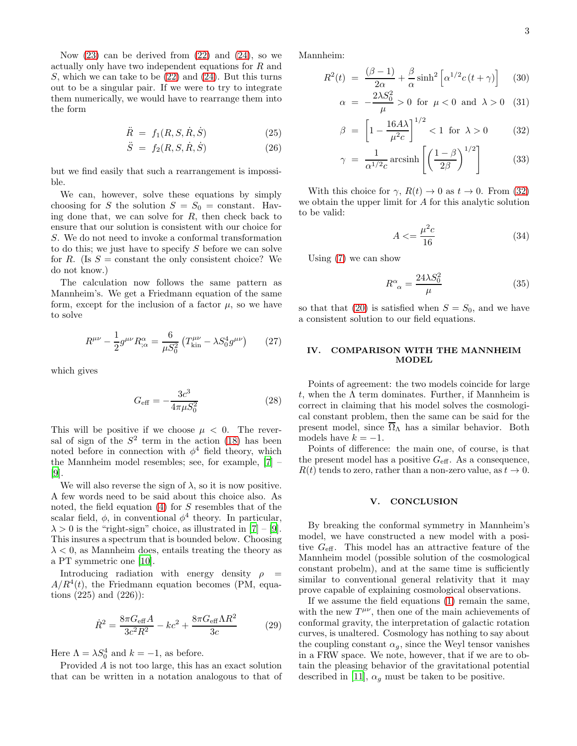Now (23) can be derived from (22) and (24), so we actually only have two independent equations for $R$ and $S$, which we can take to be (22) and (24). But this turns out to be a singular pair. If we were to try to integrate them numerically, we would have to rearrange them into the form

$$\ddot{R} = f_1(R, S, \dot{R}, \dot{S}) \tag{25}$$

$$\ddot{S} = f_2(R, S, \dot{R}, \dot{S}) \tag{26}$$

but we find easily that such a rearrangement is impossible.

We can, however, solve these equations by simply choosing for $S$ the solution $S = S_0 =$ constant. Having done that, we can solve for $R$, then check back to ensure that our solution is consistent with our choice for $S$. We do not need to invoke a conformal transformation to do this; we just have to specify $S$ before we can solve for $R$. (Is $S =$ constant the only consistent choice? We do not know.)

The calculation now follows the same pattern as Mannheim's. We get a Friedmann equation of the same form, except for the inclusion of a factor $\mu$, so we have to solve

$$R^{\mu\nu} - \frac{1}{2}g^{\mu\nu}R^{\alpha}_{;\alpha} = \frac{6}{\mu S_0^2}\left(T^{\mu\nu}_{\mathrm{kin}} - \lambda S_0^4 g^{\mu\nu}\right) \tag{27}$$

which gives

$$G_{\mathrm{eff}} = -\frac{3c^3}{4\pi\mu S_0^2} \tag{28}$$

This will be positive if we choose $\mu < 0$. The reversal of sign of the $S^2$ term in the action (18) has been noted before in connection with $\phi^4$ field theory, which the Mannheim model resembles; see, for example, [7] – [9].

We will also reverse the sign of $\lambda$, so it is now positive. A few words need to be said about this choice also. As noted, the field equation (4) for $S$ resembles that of the scalar field, $\phi$, in conventional $\phi^4$ theory. In particular, $\lambda > 0$ is the "right-sign" choice, as illustrated in [7] – [9]. This insures a spectrum that is bounded below. Choosing $\lambda < 0$, as Mannheim does, entails treating the theory as a PT symmetric one [10].

Introducing radiation with energy density $\rho = A/R^4(t)$, the Friedmann equation becomes (PM, equations (225) and (226)):

$$\dot{R}^2 = \frac{8\pi G_{\mathrm{eff}} A}{3c^2 R^2} - kc^2 + \frac{8\pi G_{\mathrm{eff}} \Lambda R^2}{3c} \tag{29}$$

Here $\Lambda = \lambda S_0^4$ and $k = -1$, as before.

Provided $A$ is not too large, this has an exact solution that can be written in a notation analogous to that of Mannheim:

$$R^2(t) = \frac{(\beta - 1)}{2\alpha} + \frac{\beta}{\alpha}\sinh^2\left[\alpha^{1/2}c\,(t+\gamma)\right] \tag{30}$$

$$\alpha = -\frac{2\lambda S_0^2}{\mu} > 0 \ \text{ for } \ \mu < 0 \ \text{ and } \ \lambda > 0 \tag{31}$$

$$\beta = \left[1 - \frac{16A\lambda}{\mu^2 c}\right]^{1/2} < 1 \ \text{ for } \ \lambda > 0 \tag{32}$$

$$\gamma = \frac{1}{\alpha^{1/2}c}\,\mathrm{arcsinh}\left[\left(\frac{1-\beta}{2\beta}\right)^{1/2}\right] \tag{33}$$

With this choice for $\gamma$, $R(t) \to 0$ as $t \to 0$. From (32) we obtain the upper limit for $A$ for this analytic solution to be valid:

$$A <= \frac{\mu^2 c}{16} \tag{34}$$

Using (7) we can show

$$R^{\alpha}{}_{\alpha} = \frac{24\lambda S_0^2}{\mu} \tag{35}$$

so that that (20) is satisfied when $S = S_0$, and we have a consistent solution to our field equations.

## IV. COMPARISON WITH THE MANNHEIM MODEL

Points of agreement: the two models coincide for large $t$, when the $\Lambda$ term dominates. Further, if Mannheim is correct in claiming that his model solves the cosmological constant problem, then the same can be said for the present model, since $\overline{\Omega}_{\Lambda}$ has a similar behavior. Both models have $k = -1$.

Points of difference: the main one, of course, is that the present model has a positive $G_{\mathrm{eff}}$. As a consequence, $R(t)$ tends to zero, rather than a non-zero value, as $t \to 0$.

## V. CONCLUSION

By breaking the conformal symmetry in Mannheim's model, we have constructed a new model with a positive $G_{\mathrm{eff}}$. This model has an attractive feature of the Mannheim model (possible solution of the cosmological constant probelm), and at the same time is sufficiently similar to conventional general relativity that it may prove capable of explaining cosmological observations.

If we assume the field equations (1) remain the same, with the new $T^{\mu\nu}$, then one of the main achievements of conformal gravity, the interpretation of galactic rotation curves, is unaltered. Cosmology has nothing to say about the coupling constant $\alpha_g$, since the Weyl tensor vanishes in a FRW space. We note, however, that if we are to obtain the pleasing behavior of the gravitational potential described in [11], $\alpha_g$ must be taken to be positive.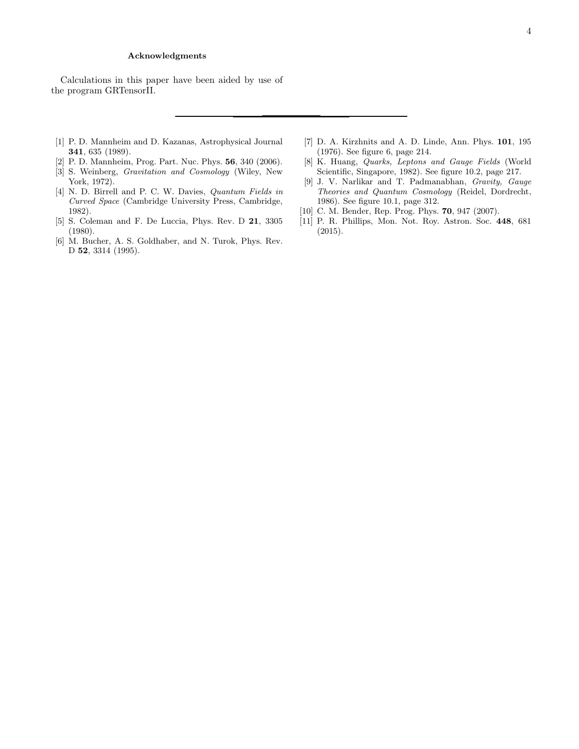### Acknowledgments

Calculations in this paper have been aided by use of the program GRTensorII.

---

[1] P. D. Mannheim and D. Kazanas, Astrophysical Journal **341**, 635 (1989).

[2] P. D. Mannheim, Prog. Part. Nuc. Phys. **56**, 340 (2006).

[3] S. Weinberg, *Gravitation and Cosmology* (Wiley, New York, 1972).

[4] N. D. Birrell and P. C. W. Davies, *Quantum Fields in Curved Space* (Cambridge University Press, Cambridge, 1982).

[5] S. Coleman and F. De Luccia, Phys. Rev. D **21**, 3305 (1980).

[6] M. Bucher, A. S. Goldhaber, and N. Turok, Phys. Rev. D **52**, 3314 (1995).

[7] D. A. Kirzhnits and A. D. Linde, Ann. Phys. **101**, 195 (1976). See figure 6, page 214.

[8] K. Huang, *Quarks, Leptons and Gauge Fields* (World Scientific, Singapore, 1982). See figure 10.2, page 217.

[9] J. V. Narlikar and T. Padmanabhan, *Gravity, Gauge Theories and Quantum Cosmology* (Reidel, Dordrecht, 1986). See figure 10.1, page 312.

[10] C. M. Bender, Rep. Prog. Phys. **70**, 947 (2007).

[11] P. R. Phillips, Mon. Not. Roy. Astron. Soc. **448**, 681 (2015).